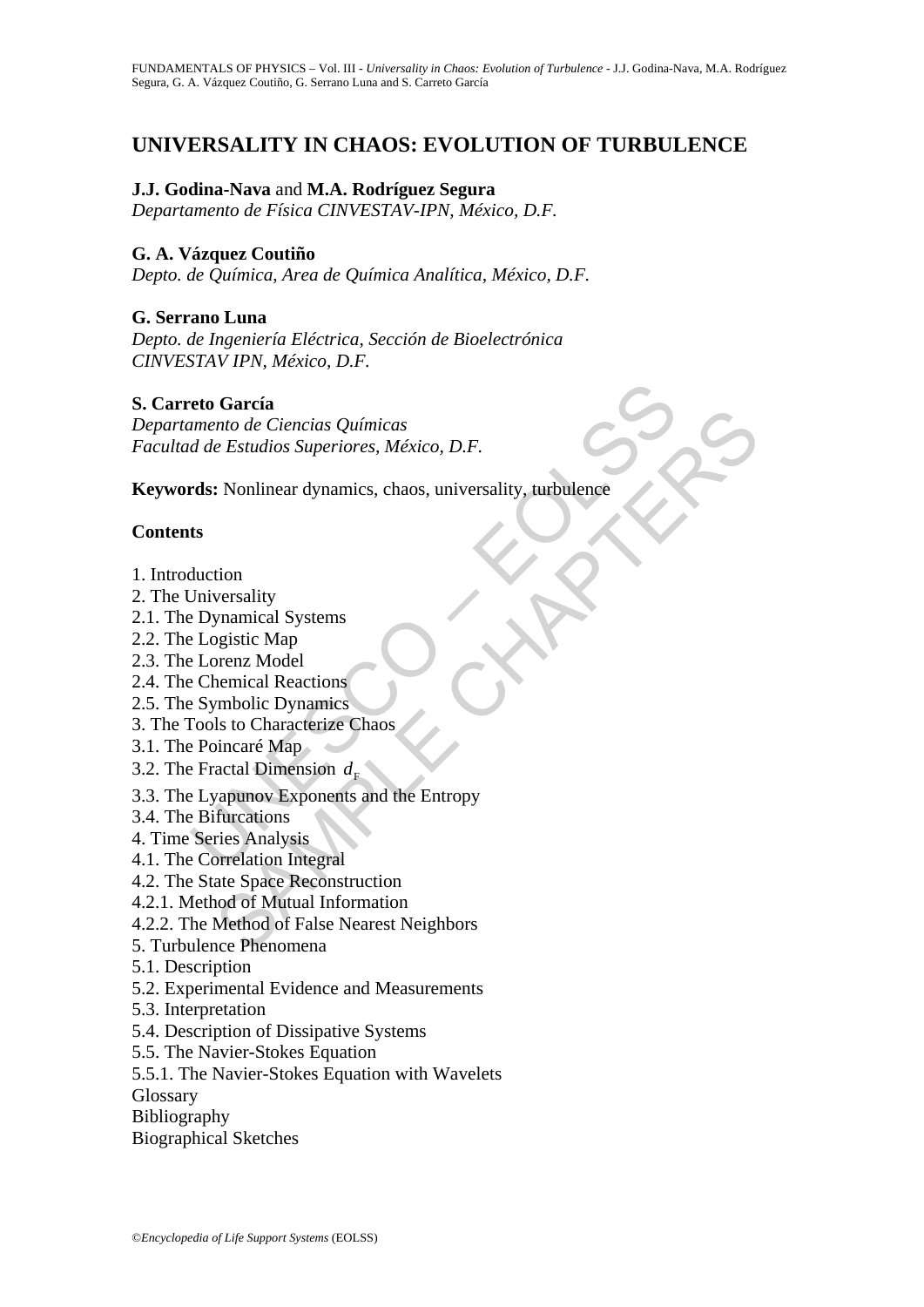# UNIVERSALITY IN CHAOS: EVOLUTION OF TURBULENCE

**J.J. Godina-Nava** and **M.A. Rodríguez Segura**
*Departamento de Física CINVESTAV-IPN, México, D.F.*

**G. A. Vázquez Coutiño**
*Depto. de Química, Area de Química Analítica, México, D.F.*

**G. Serrano Luna**
*Depto. de Ingeniería Eléctrica, Sección de Bioelectrónica CINVESTAV IPN, México, D.F.*

**S. Carreto García**
*Departamento de Ciencias Químicas*
*Facultad de Estudios Superiores, México, D.F.*

**Keywords:** Nonlinear dynamics, chaos, universality, turbulence

## Contents

1. Introduction
2. The Universality
2.1. The Dynamical Systems
2.2. The Logistic Map
2.3. The Lorenz Model
2.4. The Chemical Reactions
2.5. The Symbolic Dynamics
3. The Tools to Characterize Chaos
3.1. The Poincaré Map
3.2. The Fractal Dimension $d_F$
3.3. The Lyapunov Exponents and the Entropy
3.4. The Bifurcations
4. Time Series Analysis
4.1. The Correlation Integral
4.2. The State Space Reconstruction
4.2.1. Method of Mutual Information
4.2.2. The Method of False Nearest Neighbors
5. Turbulence Phenomena
5.1. Description
5.2. Experimental Evidence and Measurements
5.3. Interpretation
5.4. Description of Dissipative Systems
5.5. The Navier-Stokes Equation
5.5.1. The Navier-Stokes Equation with Wavelets
Glossary
Bibliography
Biographical Sketches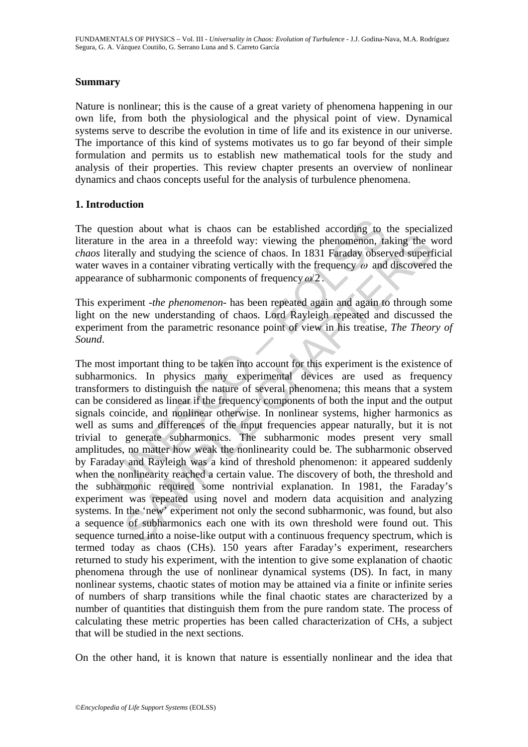## Summary

Nature is nonlinear; this is the cause of a great variety of phenomena happening in our own life, from both the physiological and the physical point of view. Dynamical systems serve to describe the evolution in time of life and its existence in our universe. The importance of this kind of systems motivates us to go far beyond of their simple formulation and permits us to establish new mathematical tools for the study and analysis of their properties. This review chapter presents an overview of nonlinear dynamics and chaos concepts useful for the analysis of turbulence phenomena.

## 1. Introduction

The question about what is chaos can be established according to the specialized literature in the area in a threefold way: viewing the phenomenon, taking the word *chaos* literally and studying the science of chaos. In 1831 Faraday observed superficial water waves in a container vibrating vertically with the frequency $\omega$ and discovered the appearance of subharmonic components of frequency $\omega/2$.

This experiment -*the phenomenon*- has been repeated again and again to through some light on the new understanding of chaos. Lord Rayleigh repeated and discussed the experiment from the parametric resonance point of view in his treatise, *The Theory of Sound*.

The most important thing to be taken into account for this experiment is the existence of subharmonics. In physics many experimental devices are used as frequency transformers to distinguish the nature of several phenomena; this means that a system can be considered as linear if the frequency components of both the input and the output signals coincide, and nonlinear otherwise. In nonlinear systems, higher harmonics as well as sums and differences of the input frequencies appear naturally, but it is not trivial to generate subharmonics. The subharmonic modes present very small amplitudes, no matter how weak the nonlinearity could be. The subharmonic observed by Faraday and Rayleigh was a kind of threshold phenomenon: it appeared suddenly when the nonlinearity reached a certain value. The discovery of both, the threshold and the subharmonic required some nontrivial explanation. In 1981, the Faraday's experiment was repeated using novel and modern data acquisition and analyzing systems. In the 'new' experiment not only the second subharmonic, was found, but also a sequence of subharmonics each one with its own threshold were found out. This sequence turned into a noise-like output with a continuous frequency spectrum, which is termed today as chaos (CHs). 150 years after Faraday's experiment, researchers returned to study his experiment, with the intention to give some explanation of chaotic phenomena through the use of nonlinear dynamical systems (DS). In fact, in many nonlinear systems, chaotic states of motion may be attained via a finite or infinite series of numbers of sharp transitions while the final chaotic states are characterized by a number of quantities that distinguish them from the pure random state. The process of calculating these metric properties has been called characterization of CHs, a subject that will be studied in the next sections.

On the other hand, it is known that nature is essentially nonlinear and the idea that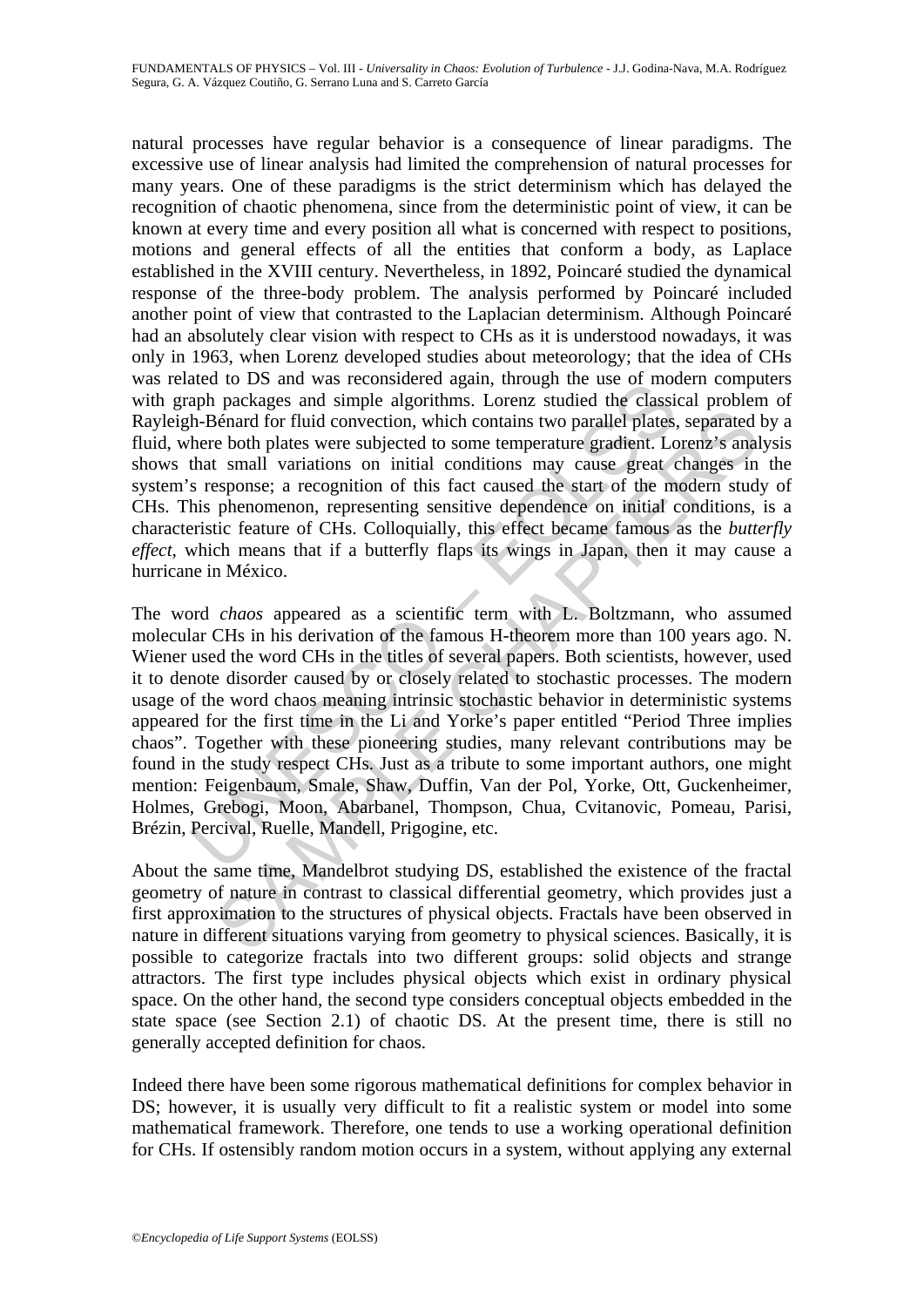natural processes have regular behavior is a consequence of linear paradigms. The excessive use of linear analysis had limited the comprehension of natural processes for many years. One of these paradigms is the strict determinism which has delayed the recognition of chaotic phenomena, since from the deterministic point of view, it can be known at every time and every position all what is concerned with respect to positions, motions and general effects of all the entities that conform a body, as Laplace established in the XVIII century. Nevertheless, in 1892, Poincaré studied the dynamical response of the three-body problem. The analysis performed by Poincaré included another point of view that contrasted to the Laplacian determinism. Although Poincaré had an absolutely clear vision with respect to CHs as it is understood nowadays, it was only in 1963, when Lorenz developed studies about meteorology; that the idea of CHs was related to DS and was reconsidered again, through the use of modern computers with graph packages and simple algorithms. Lorenz studied the classical problem of Rayleigh-Bénard for fluid convection, which contains two parallel plates, separated by a fluid, where both plates were subjected to some temperature gradient. Lorenz's analysis shows that small variations on initial conditions may cause great changes in the system's response; a recognition of this fact caused the start of the modern study of CHs. This phenomenon, representing sensitive dependence on initial conditions, is a characteristic feature of CHs. Colloquially, this effect became famous as the *butterfly effect*, which means that if a butterfly flaps its wings in Japan, then it may cause a hurricane in México.

The word *chaos* appeared as a scientific term with L. Boltzmann, who assumed molecular CHs in his derivation of the famous H-theorem more than 100 years ago. N. Wiener used the word CHs in the titles of several papers. Both scientists, however, used it to denote disorder caused by or closely related to stochastic processes. The modern usage of the word chaos meaning intrinsic stochastic behavior in deterministic systems appeared for the first time in the Li and Yorke's paper entitled "Period Three implies chaos". Together with these pioneering studies, many relevant contributions may be found in the study respect CHs. Just as a tribute to some important authors, one might mention: Feigenbaum, Smale, Shaw, Duffin, Van der Pol, Yorke, Ott, Guckenheimer, Holmes, Grebogi, Moon, Abarbanel, Thompson, Chua, Cvitanovic, Pomeau, Parisi, Brézin, Percival, Ruelle, Mandell, Prigogine, etc.

About the same time, Mandelbrot studying DS, established the existence of the fractal geometry of nature in contrast to classical differential geometry, which provides just a first approximation to the structures of physical objects. Fractals have been observed in nature in different situations varying from geometry to physical sciences. Basically, it is possible to categorize fractals into two different groups: solid objects and strange attractors. The first type includes physical objects which exist in ordinary physical space. On the other hand, the second type considers conceptual objects embedded in the state space (see Section 2.1) of chaotic DS. At the present time, there is still no generally accepted definition for chaos.

Indeed there have been some rigorous mathematical definitions for complex behavior in DS; however, it is usually very difficult to fit a realistic system or model into some mathematical framework. Therefore, one tends to use a working operational definition for CHs. If ostensibly random motion occurs in a system, without applying any external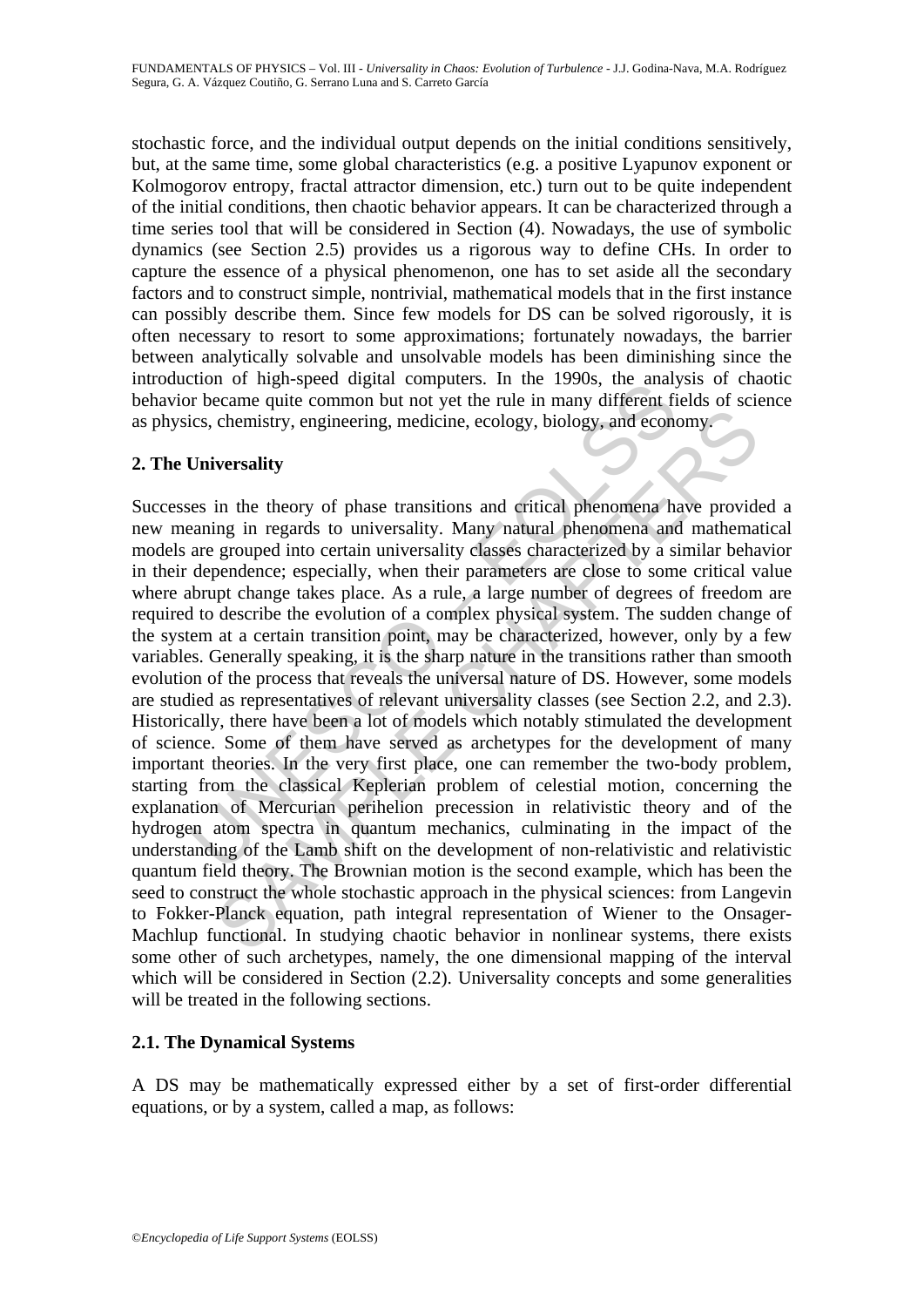stochastic force, and the individual output depends on the initial conditions sensitively, but, at the same time, some global characteristics (e.g. a positive Lyapunov exponent or Kolmogorov entropy, fractal attractor dimension, etc.) turn out to be quite independent of the initial conditions, then chaotic behavior appears. It can be characterized through a time series tool that will be considered in Section (4). Nowadays, the use of symbolic dynamics (see Section 2.5) provides us a rigorous way to define CHs. In order to capture the essence of a physical phenomenon, one has to set aside all the secondary factors and to construct simple, nontrivial, mathematical models that in the first instance can possibly describe them. Since few models for DS can be solved rigorously, it is often necessary to resort to some approximations; fortunately nowadays, the barrier between analytically solvable and unsolvable models has been diminishing since the introduction of high-speed digital computers. In the 1990s, the analysis of chaotic behavior became quite common but not yet the rule in many different fields of science as physics, chemistry, engineering, medicine, ecology, biology, and economy.

## 2. The Universality

Successes in the theory of phase transitions and critical phenomena have provided a new meaning in regards to universality. Many natural phenomena and mathematical models are grouped into certain universality classes characterized by a similar behavior in their dependence; especially, when their parameters are close to some critical value where abrupt change takes place. As a rule, a large number of degrees of freedom are required to describe the evolution of a complex physical system. The sudden change of the system at a certain transition point, may be characterized, however, only by a few variables. Generally speaking, it is the sharp nature in the transitions rather than smooth evolution of the process that reveals the universal nature of DS. However, some models are studied as representatives of relevant universality classes (see Section 2.2, and 2.3). Historically, there have been a lot of models which notably stimulated the development of science. Some of them have served as archetypes for the development of many important theories. In the very first place, one can remember the two-body problem, starting from the classical Keplerian problem of celestial motion, concerning the explanation of Mercurian perihelion precession in relativistic theory and of the hydrogen atom spectra in quantum mechanics, culminating in the impact of the understanding of the Lamb shift on the development of non-relativistic and relativistic quantum field theory. The Brownian motion is the second example, which has been the seed to construct the whole stochastic approach in the physical sciences: from Langevin to Fokker-Planck equation, path integral representation of Wiener to the Onsager-Machlup functional. In studying chaotic behavior in nonlinear systems, there exists some other of such archetypes, namely, the one dimensional mapping of the interval which will be considered in Section (2.2). Universality concepts and some generalities will be treated in the following sections.

### 2.1. The Dynamical Systems

A DS may be mathematically expressed either by a set of first-order differential equations, or by a system, called a map, as follows: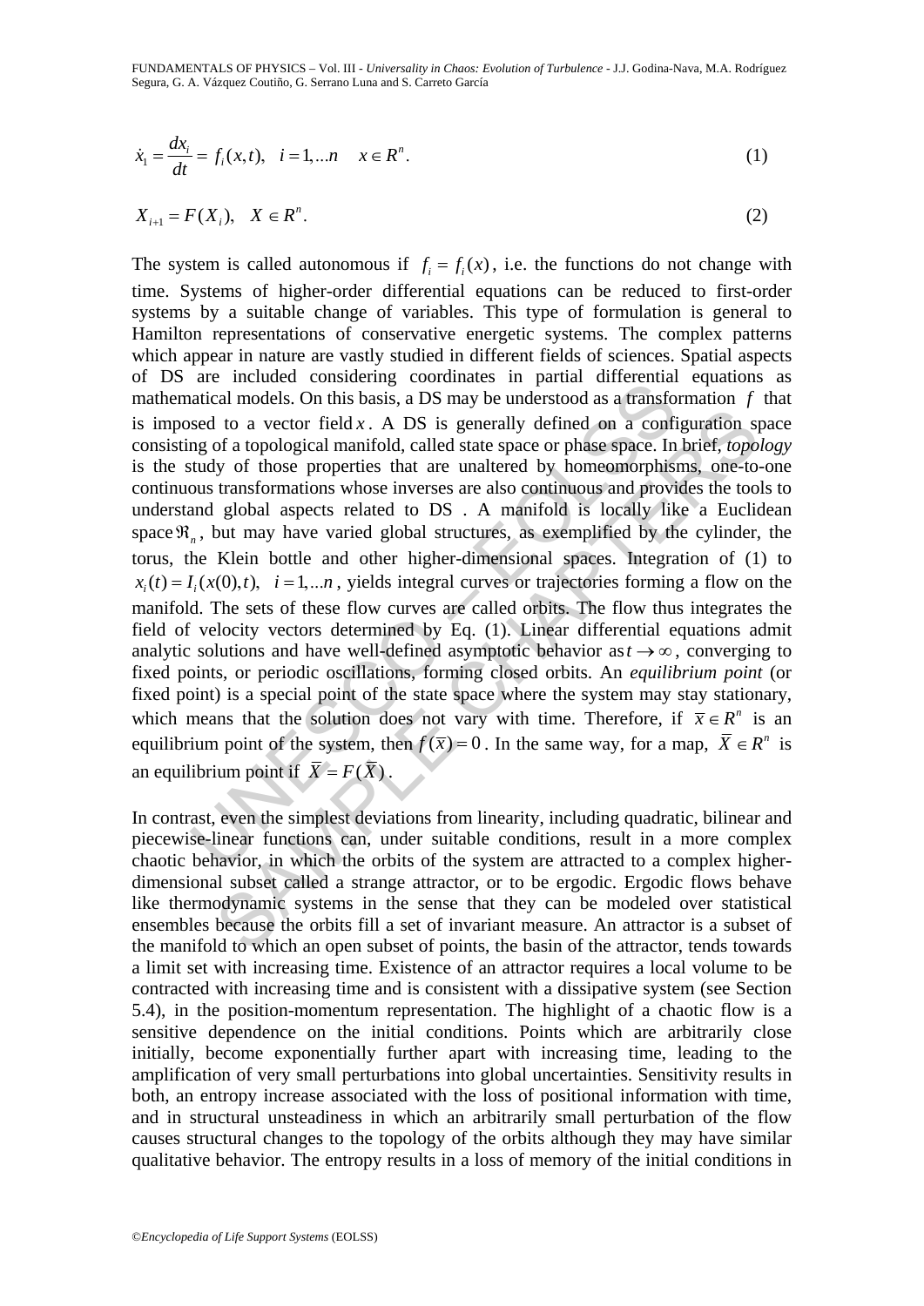$$\dot{x}_1 = \frac{dx_i}{dt} = f_i(x,t), \quad i = 1,...n \quad x \in R^n. \tag{1}$$

$$X_{i+1} = F(X_i), \quad X \in R^n. \tag{2}$$

The system is called autonomous if $f_i = f_i(x)$, i.e. the functions do not change with time. Systems of higher-order differential equations can be reduced to first-order systems by a suitable change of variables. This type of formulation is general to Hamilton representations of conservative energetic systems. The complex patterns which appear in nature are vastly studied in different fields of sciences. Spatial aspects of DS are included considering coordinates in partial differential equations as mathematical models. On this basis, a DS may be understood as a transformation $f$ that is imposed to a vector field $x$. A DS is generally defined on a configuration space consisting of a topological manifold, called state space or phase space. In brief, *topology* is the study of those properties that are unaltered by homeomorphisms, one-to-one continuous transformations whose inverses are also continuous and provides the tools to understand global aspects related to DS . A manifold is locally like a Euclidean space $\Re_n$, but may have varied global structures, as exemplified by the cylinder, the torus, the Klein bottle and other higher-dimensional spaces. Integration of (1) to $x_i(t) = I_i(x(0),t), \quad i = 1,...n$, yields integral curves or trajectories forming a flow on the manifold. The sets of these flow curves are called orbits. The flow thus integrates the field of velocity vectors determined by Eq. (1). Linear differential equations admit analytic solutions and have well-defined asymptotic behavior as $t \to \infty$, converging to fixed points, or periodic oscillations, forming closed orbits. An *equilibrium point* (or fixed point) is a special point of the state space where the system may stay stationary, which means that the solution does not vary with time. Therefore, if $\bar{x} \in R^n$ is an equilibrium point of the system, then $f(\bar{x}) = 0$. In the same way, for a map, $\bar{X} \in R^n$ is an equilibrium point if $\bar{X} = F(\bar{X})$.

In contrast, even the simplest deviations from linearity, including quadratic, bilinear and piecewise-linear functions can, under suitable conditions, result in a more complex chaotic behavior, in which the orbits of the system are attracted to a complex higher-dimensional subset called a strange attractor, or to be ergodic. Ergodic flows behave like thermodynamic systems in the sense that they can be modeled over statistical ensembles because the orbits fill a set of invariant measure. An attractor is a subset of the manifold to which an open subset of points, the basin of the attractor, tends towards a limit set with increasing time. Existence of an attractor requires a local volume to be contracted with increasing time and is consistent with a dissipative system (see Section 5.4), in the position-momentum representation. The highlight of a chaotic flow is a sensitive dependence on the initial conditions. Points which are arbitrarily close initially, become exponentially further apart with increasing time, leading to the amplification of very small perturbations into global uncertainties. Sensitivity results in both, an entropy increase associated with the loss of positional information with time, and in structural unsteadiness in which an arbitrarily small perturbation of the flow causes structural changes to the topology of the orbits although they may have similar qualitative behavior. The entropy results in a loss of memory of the initial conditions in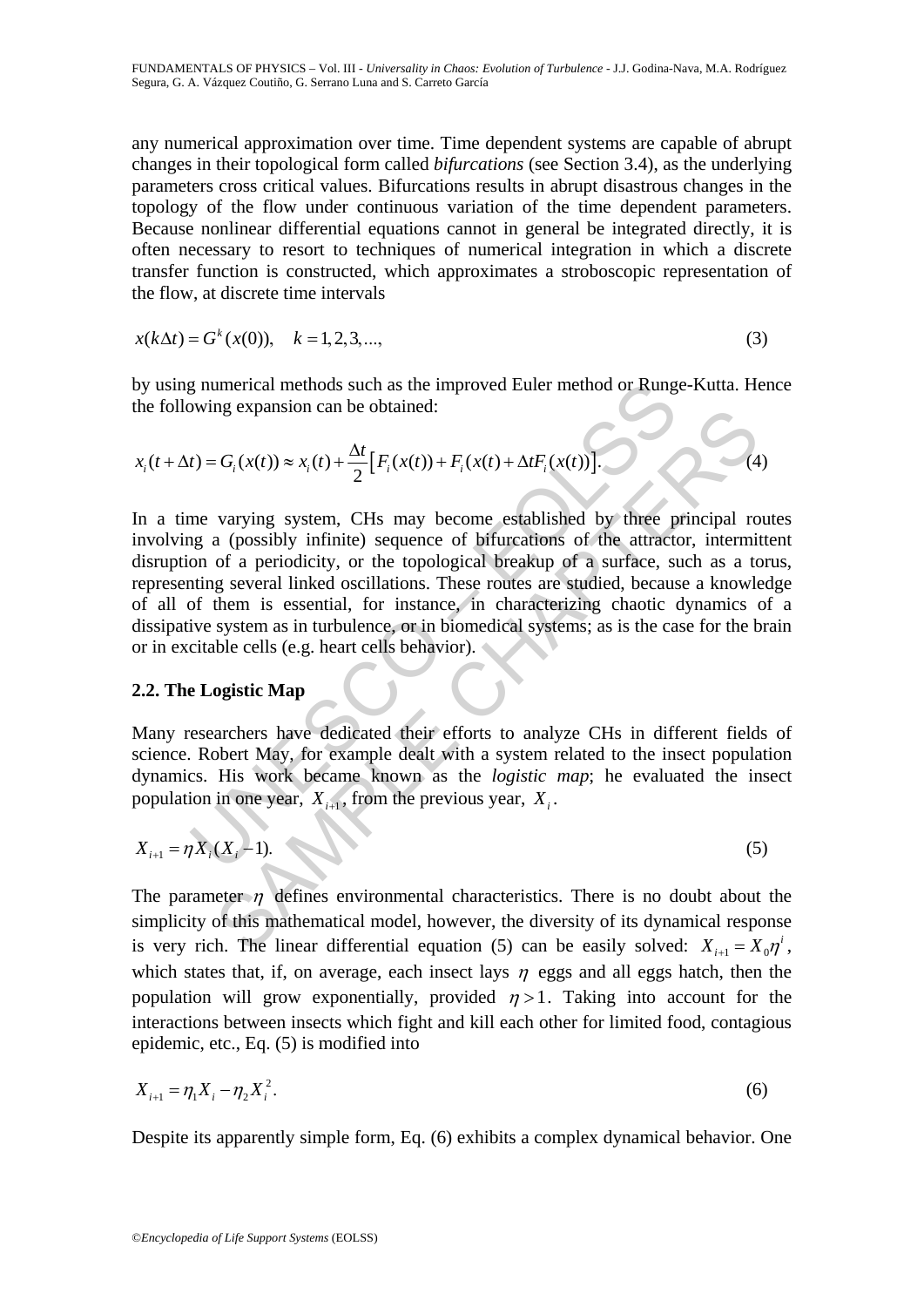any numerical approximation over time. Time dependent systems are capable of abrupt changes in their topological form called *bifurcations* (see Section 3.4), as the underlying parameters cross critical values. Bifurcations results in abrupt disastrous changes in the topology of the flow under continuous variation of the time dependent parameters. Because nonlinear differential equations cannot in general be integrated directly, it is often necessary to resort to techniques of numerical integration in which a discrete transfer function is constructed, which approximates a stroboscopic representation of the flow, at discrete time intervals

$$x(k\Delta t) = G^k(x(0)), \quad k = 1,2,3,..., \tag{3}$$

by using numerical methods such as the improved Euler method or Runge-Kutta. Hence the following expansion can be obtained:

$$x_i(t+\Delta t) = G_i(x(t)) \approx x_i(t) + \frac{\Delta t}{2}\left[F_i(x(t)) + F_i(x(t) + \Delta t F_i(x(t))\right]. \tag{4}$$

In a time varying system, CHs may become established by three principal routes involving a (possibly infinite) sequence of bifurcations of the attractor, intermittent disruption of a periodicity, or the topological breakup of a surface, such as a torus, representing several linked oscillations. These routes are studied, because a knowledge of all of them is essential, for instance, in characterizing chaotic dynamics of a dissipative system as in turbulence, or in biomedical systems; as is the case for the brain or in excitable cells (e.g. heart cells behavior).

## 2.2. The Logistic Map

Many researchers have dedicated their efforts to analyze CHs in different fields of science. Robert May, for example dealt with a system related to the insect population dynamics. His work became known as the *logistic map*; he evaluated the insect population in one year, $X_{i+1}$, from the previous year, $X_i$.

$$X_{i+1} = \eta X_i (X_i - 1). \tag{5}$$

The parameter $\eta$ defines environmental characteristics. There is no doubt about the simplicity of this mathematical model, however, the diversity of its dynamical response is very rich. The linear differential equation (5) can be easily solved: $X_{i+1} = X_0 \eta^i$, which states that, if, on average, each insect lays $\eta$ eggs and all eggs hatch, then the population will grow exponentially, provided $\eta > 1$. Taking into account for the interactions between insects which fight and kill each other for limited food, contagious epidemic, etc., Eq. (5) is modified into

$$X_{i+1} = \eta_1 X_i - \eta_2 X_i^2. \tag{6}$$

Despite its apparently simple form, Eq. (6) exhibits a complex dynamical behavior. One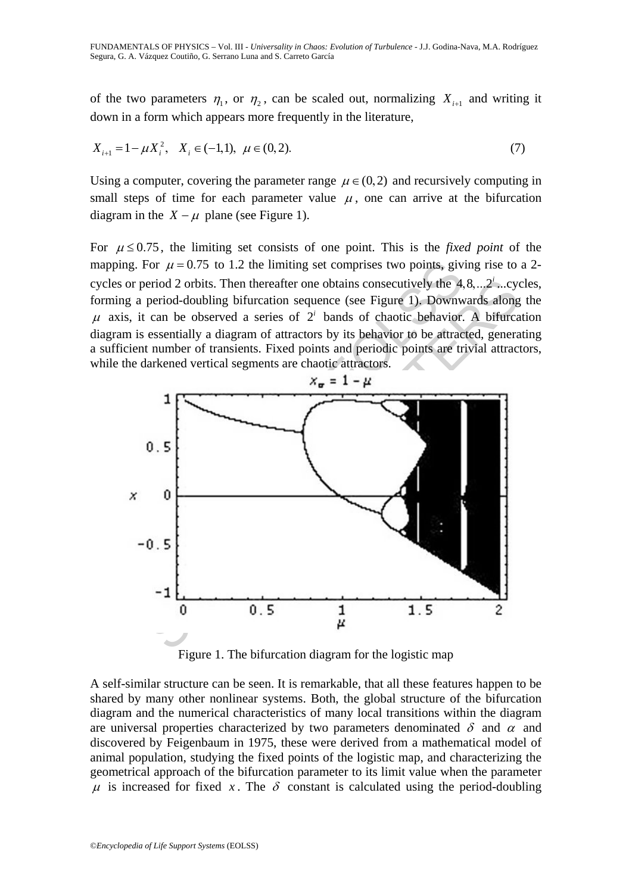of the two parameters $\eta_1$, or $\eta_2$, can be scaled out, normalizing $X_{i+1}$ and writing it down in a form which appears more frequently in the literature,

$$X_{i+1} = 1 - \mu X_i^2, \quad X_i \in (-1,1), \; \mu \in (0,2). \tag{7}$$

Using a computer, covering the parameter range $\mu \in (0,2)$ and recursively computing in small steps of time for each parameter value $\mu$, one can arrive at the bifurcation diagram in the $X - \mu$ plane (see Figure 1).

For $\mu \leq 0.75$, the limiting set consists of one point. This is the *fixed point* of the mapping. For $\mu = 0.75$ to 1.2 the limiting set comprises two points, giving rise to a 2-cycles or period 2 orbits. Then thereafter one obtains consecutively the $4, 8, \ldots 2^i \ldots$cycles, forming a period-doubling bifurcation sequence (see Figure 1). Downwards along the $\mu$ axis, it can be observed a series of $2^i$ bands of chaotic behavior. A bifurcation diagram is essentially a diagram of attractors by its behavior to be attracted, generating a sufficient number of transients. Fixed points and periodic points are trivial attractors, while the darkened vertical segments are chaotic attractors.

Figure 1. The bifurcation diagram for the logistic map

A self-similar structure can be seen. It is remarkable, that all these features happen to be shared by many other nonlinear systems. Both, the global structure of the bifurcation diagram and the numerical characteristics of many local transitions within the diagram are universal properties characterized by two parameters denominated $\delta$ and $\alpha$ and discovered by Feigenbaum in 1975, these were derived from a mathematical model of animal population, studying the fixed points of the logistic map, and characterizing the geometrical approach of the bifurcation parameter to its limit value when the parameter $\mu$ is increased for fixed $x$. The $\delta$ constant is calculated using the period-doubling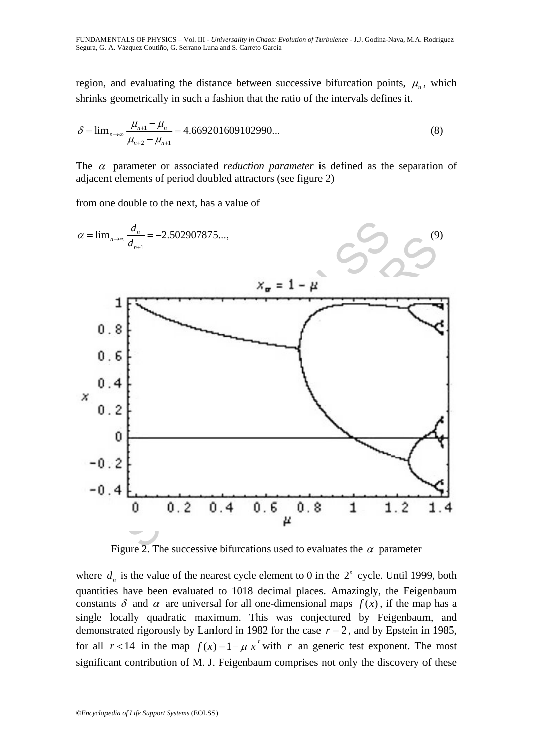region, and evaluating the distance between successive bifurcation points, $\mu_n$, which shrinks geometrically in such a fashion that the ratio of the intervals defines it.

$$\delta = \lim_{n\to\infty} \frac{\mu_{n+1} - \mu_n}{\mu_{n+2} - \mu_{n+1}} = 4.669201609102990... \tag{8}$$

The $\alpha$ parameter or associated *reduction parameter* is defined as the separation of adjacent elements of period doubled attractors (see figure 2)

from one double to the next, has a value of

$$\alpha = \lim_{n\to\infty} \frac{d_n}{d_{n+1}} = -2.502907875..., \tag{9}$$

Figure 2. The successive bifurcations used to evaluates the $\alpha$ parameter

where $d_n$ is the value of the nearest cycle element to 0 in the $2^n$ cycle. Until 1999, both quantities have been evaluated to 1018 decimal places. Amazingly, the Feigenbaum constants $\delta$ and $\alpha$ are universal for all one-dimensional maps $f(x)$, if the map has a single locally quadratic maximum. This was conjectured by Feigenbaum, and demonstrated rigorously by Lanford in 1982 for the case $r = 2$, and by Epstein in 1985, for all $r < 14$ in the map $f(x) = 1 - \mu|x|^r$ with $r$ an generic test exponent. The most significant contribution of M. J. Feigenbaum comprises not only the discovery of these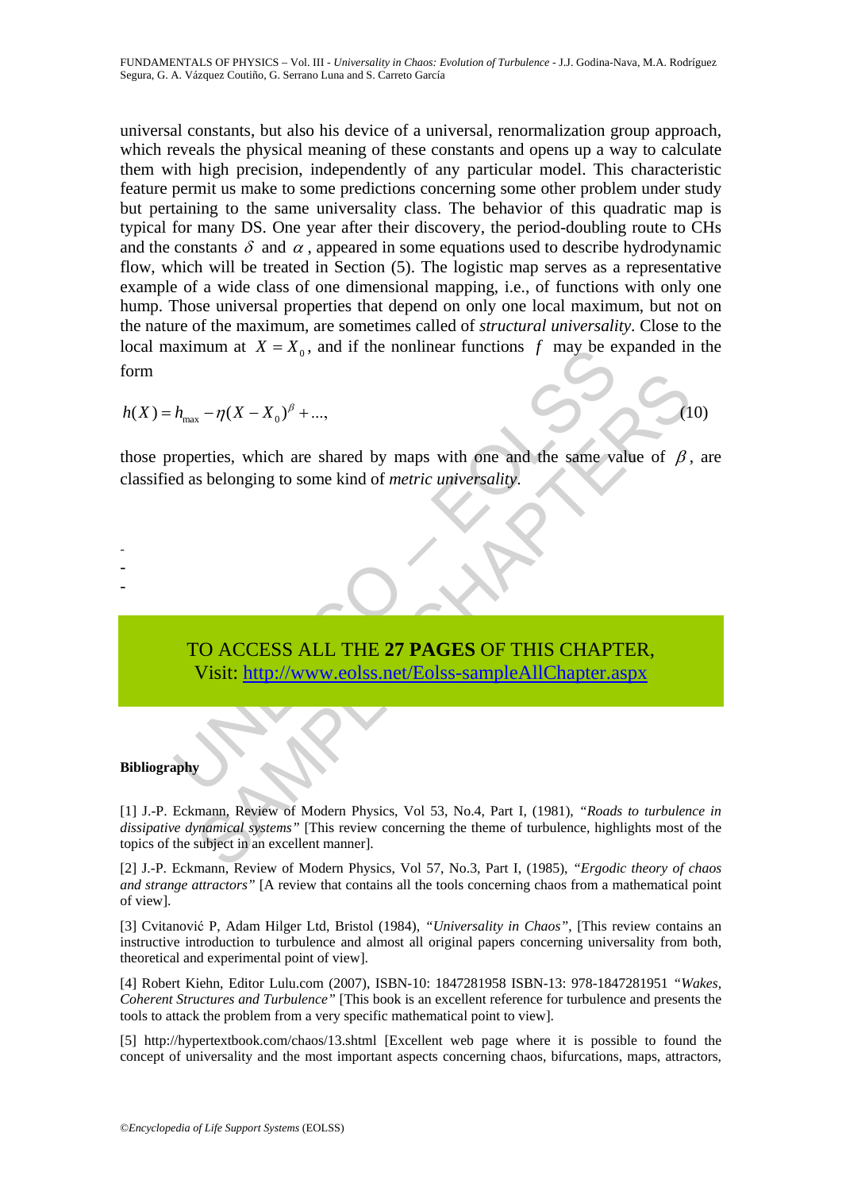universal constants, but also his device of a universal, renormalization group approach, which reveals the physical meaning of these constants and opens up a way to calculate them with high precision, independently of any particular model. This characteristic feature permit us make to some predictions concerning some other problem under study but pertaining to the same universality class. The behavior of this quadratic map is typical for many DS. One year after their discovery, the period-doubling route to CHs and the constants $\delta$ and $\alpha$, appeared in some equations used to describe hydrodynamic flow, which will be treated in Section (5). The logistic map serves as a representative example of a wide class of one dimensional mapping, i.e., of functions with only one hump. Those universal properties that depend on only one local maximum, but not on the nature of the maximum, are sometimes called of *structural universality*. Close to the local maximum at $X = X_0$, and if the nonlinear functions $f$ may be expanded in the form

$$h(X) = h_{\max} - \eta (X - X_0)^{\beta} + ..., \tag{10}$$

those properties, which are shared by maps with one and the same value of $\beta$, are classified as belonging to some kind of *metric universality*.

-
-
-

TO ACCESS ALL THE **27 PAGES** OF THIS CHAPTER,
Visit: http://www.eolss.net/Eolss-sampleAllChapter.aspx

**Bibliography**

[1] J.-P. Eckmann, Review of Modern Physics, Vol 53, No.4, Part I, (1981), *"Roads to turbulence in dissipative dynamical systems"* [This review concerning the theme of turbulence, highlights most of the topics of the subject in an excellent manner].

[2] J.-P. Eckmann, Review of Modern Physics, Vol 57, No.3, Part I, (1985), *"Ergodic theory of chaos and strange attractors"* [A review that contains all the tools concerning chaos from a mathematical point of view].

[3] Cvitanović P, Adam Hilger Ltd, Bristol (1984), *"Universality in Chaos"*, [This review contains an instructive introduction to turbulence and almost all original papers concerning universality from both, theoretical and experimental point of view].

[4] Robert Kiehn, Editor Lulu.com (2007), ISBN-10: 1847281958 ISBN-13: 978-1847281951 *"Wakes, Coherent Structures and Turbulence"* [This book is an excellent reference for turbulence and presents the tools to attack the problem from a very specific mathematical point to view].

[5] http://hypertextbook.com/chaos/13.shtml [Excellent web page where it is possible to found the concept of universality and the most important aspects concerning chaos, bifurcations, maps, attractors,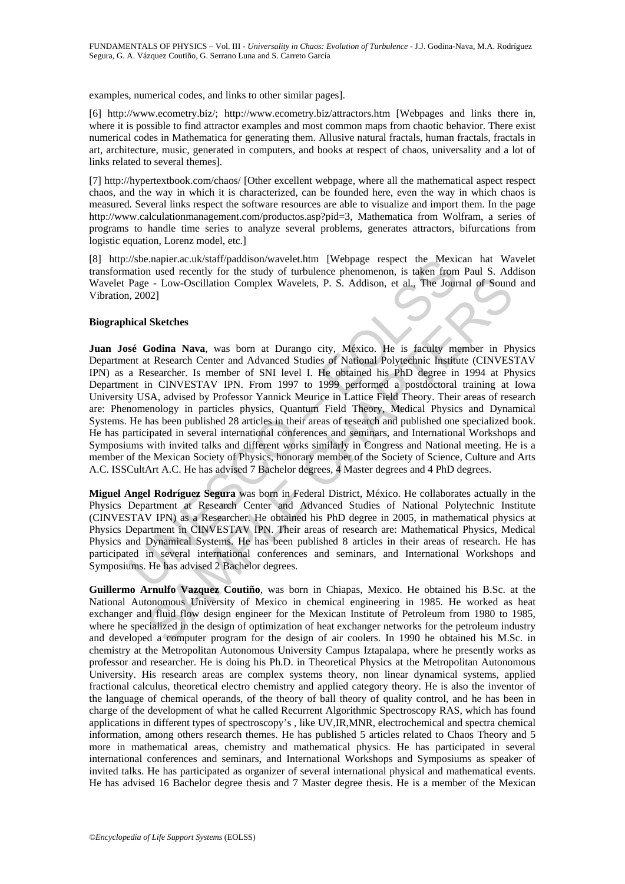examples, numerical codes, and links to other similar pages].

[6] http://www.ecometry.biz/; http://www.ecometry.biz/attractors.htm [Webpages and links there in, where it is possible to find attractor examples and most common maps from chaotic behavior. There exist numerical codes in Mathematica for generating them. Allusive natural fractals, human fractals, fractals in art, architecture, music, generated in computers, and books at respect of chaos, universality and a lot of links related to several themes].

[7] http://hypertextbook.com/chaos/ [Other excellent webpage, where all the mathematical aspect respect chaos, and the way in which it is characterized, can be founded here, even the way in which chaos is measured. Several links respect the software resources are able to visualize and import them. In the page http://www.calculationmanagement.com/productos.asp?pid=3, Mathematica from Wolfram, a series of programs to handle time series to analyze several problems, generates attractors, bifurcations from logistic equation, Lorenz model, etc.]

[8] http://sbe.napier.ac.uk/staff/paddison/wavelet.htm [Webpage respect the Mexican hat Wavelet transformation used recently for the study of turbulence phenomenon, is taken from Paul S. Addison Wavelet Page - Low-Oscillation Complex Wavelets, P. S. Addison, et al., The Journal of Sound and Vibration, 2002]

### Biographical Sketches

**Juan José Godina Nava**, was born at Durango city, México. He is faculty member in Physics Department at Research Center and Advanced Studies of National Polytechnic Institute (CINVESTAV IPN) as a Researcher. Is member of SNI level I. He obtained his PhD degree in 1994 at Physics Department in CINVESTAV IPN. From 1997 to 1999 performed a postdoctoral training at Iowa University USA, advised by Professor Yannick Meurice in Lattice Field Theory. Their areas of research are: Phenomenology in particles physics, Quantum Field Theory, Medical Physics and Dynamical Systems. He has been published 28 articles in their areas of research and published one specialized book. He has participated in several international conferences and seminars, and International Workshops and Symposiums with invited talks and different works similarly in Congress and National meeting. He is a member of the Mexican Society of Physics, honorary member of the Society of Science, Culture and Arts A.C. ISSCultArt A.C. He has advised 7 Bachelor degrees, 4 Master degrees and 4 PhD degrees.

**Miguel Angel Rodríguez Segura** was born in Federal District, México. He collaborates actually in the Physics Department at Research Center and Advanced Studies of National Polytechnic Institute (CINVESTAV IPN) as a Researcher. He obtained his PhD degree in 2005, in mathematical physics at Physics Department in CINVESTAV IPN. Their areas of research are: Mathematical Physics, Medical Physics and Dynamical Systems. He has been published 8 articles in their areas of research. He has participated in several international conferences and seminars, and International Workshops and Symposiums. He has advised 2 Bachelor degrees.

**Guillermo Arnulfo Vazquez Coutiño**, was born in Chiapas, Mexico. He obtained his B.Sc. at the National Autonomous University of Mexico in chemical engineering in 1985. He worked as heat exchanger and fluid flow design engineer for the Mexican Institute of Petroleum from 1980 to 1985, where he specialized in the design of optimization of heat exchanger networks for the petroleum industry and developed a computer program for the design of air coolers. In 1990 he obtained his M.Sc. in chemistry at the Metropolitan Autonomous University Campus Iztapalapa, where he presently works as professor and researcher. He is doing his Ph.D. in Theoretical Physics at the Metropolitan Autonomous University. His research areas are complex systems theory, non linear dynamical systems, applied fractional calculus, theoretical electro chemistry and applied category theory. He is also the inventor of the language of chemical operands, of the theory of ball theory of quality control, and he has been in charge of the development of what he called Recurrent Algorithmic Spectroscopy RAS, which has found applications in different types of spectroscopy's , like UV,IR,MNR, electrochemical and spectra chemical information, among others research themes. He has published 5 articles related to Chaos Theory and 5 more in mathematical areas, chemistry and mathematical physics. He has participated in several international conferences and seminars, and International Workshops and Symposiums as speaker of invited talks. He has participated as organizer of several international physical and mathematical events. He has advised 16 Bachelor degree thesis and 7 Master degree thesis. He is a member of the Mexican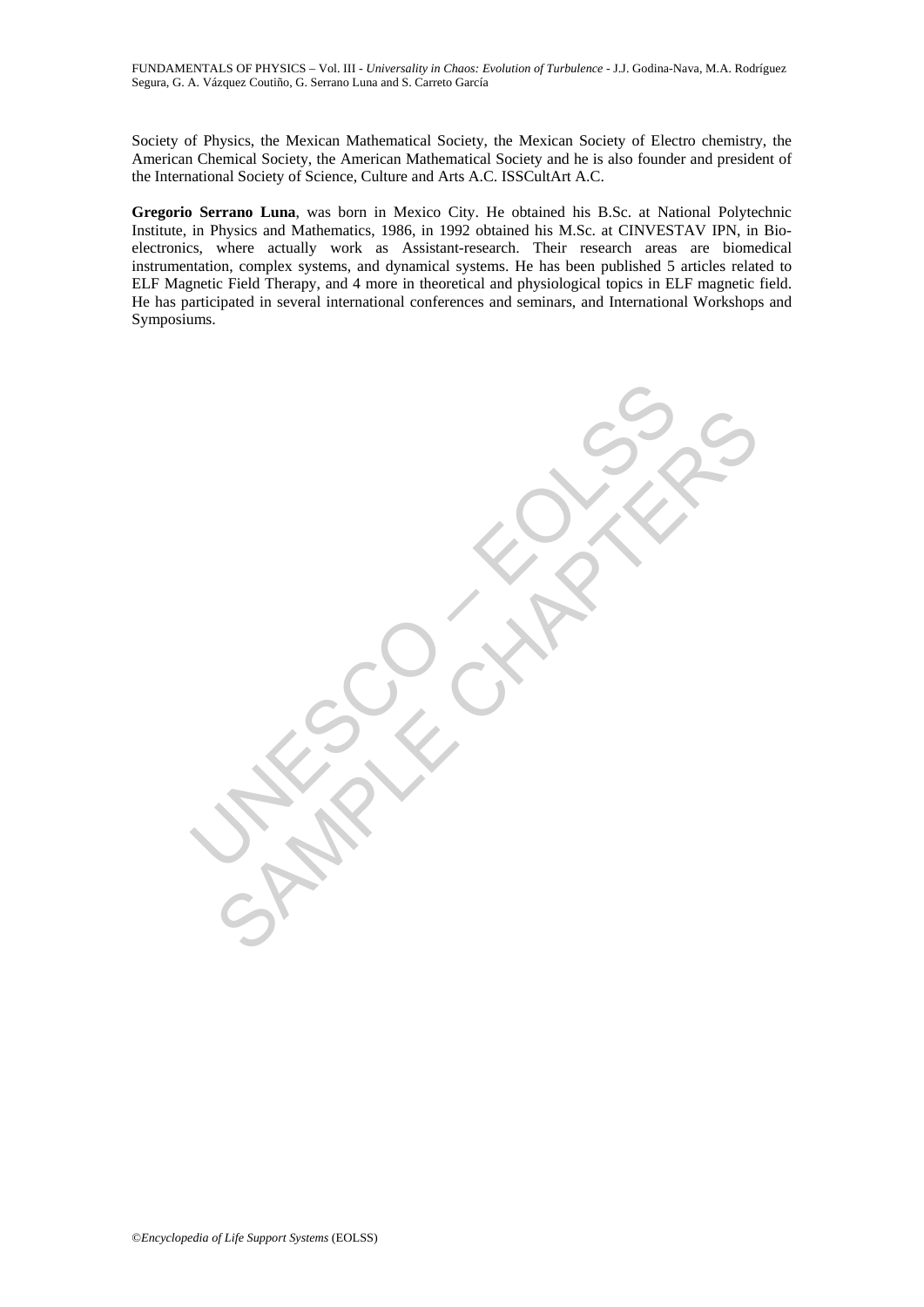Society of Physics, the Mexican Mathematical Society, the Mexican Society of Electro chemistry, the American Chemical Society, the American Mathematical Society and he is also founder and president of the International Society of Science, Culture and Arts A.C. ISSCultArt A.C.

**Gregorio Serrano Luna**, was born in Mexico City. He obtained his B.Sc. at National Polytechnic Institute, in Physics and Mathematics, 1986, in 1992 obtained his M.Sc. at CINVESTAV IPN, in Bio-electronics, where actually work as Assistant-research. Their research areas are biomedical instrumentation, complex systems, and dynamical systems. He has been published 5 articles related to ELF Magnetic Field Therapy, and 4 more in theoretical and physiological topics in ELF magnetic field. He has participated in several international conferences and seminars, and International Workshops and Symposiums.